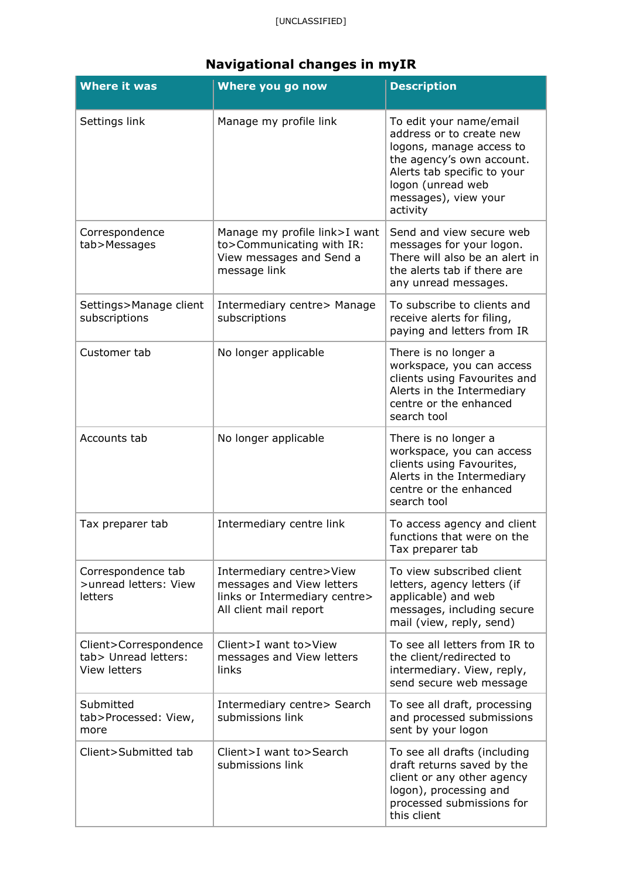# Navigational changes in myIR

| Where it was | Where you go now | Description |
| --- | --- | --- |
| Settings link | Manage my profile link | To edit your name/email address or to create new logons, manage access to the agency's own account. Alerts tab specific to your logon (unread web messages), view your activity |
| Correspondence tab>Messages | Manage my profile link>I want to>Communicating with IR: View messages and Send a message link | Send and view secure web messages for your logon. There will also be an alert in the alerts tab if there are any unread messages. |
| Settings>Manage client subscriptions | Intermediary centre> Manage subscriptions | To subscribe to clients and receive alerts for filing, paying and letters from IR |
| Customer tab | No longer applicable | There is no longer a workspace, you can access clients using Favourites and Alerts in the Intermediary centre or the enhanced search tool |
| Accounts tab | No longer applicable | There is no longer a workspace, you can access clients using Favourites, Alerts in the Intermediary centre or the enhanced search tool |
| Tax preparer tab | Intermediary centre link | To access agency and client functions that were on the Tax preparer tab |
| Correspondence tab >unread letters: View letters | Intermediary centre>View messages and View letters links or Intermediary centre> All client mail report | To view subscribed client letters, agency letters (if applicable) and web messages, including secure mail (view, reply, send) |
| Client>Correspondence tab> Unread letters: View letters | Client>I want to>View messages and View letters links | To see all letters from IR to the client/redirected to intermediary. View, reply, send secure web message |
| Submitted tab>Processed: View, more | Intermediary centre> Search submissions link | To see all draft, processing and processed submissions sent by your logon |
| Client>Submitted tab | Client>I want to>Search submissions link | To see all drafts (including draft returns saved by the client or any other agency logon), processing and processed submissions for this client |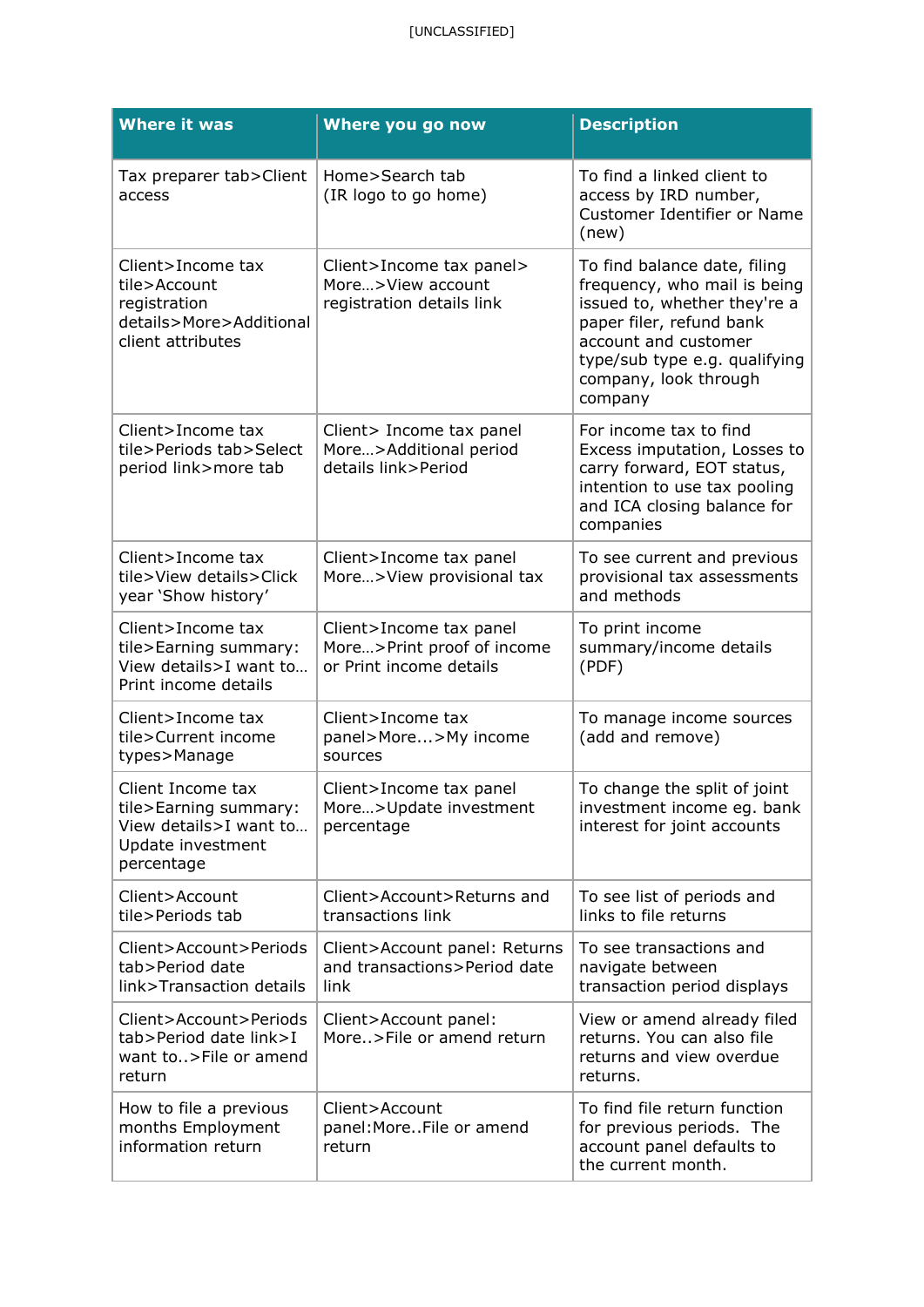| Where it was | Where you go now | Description |
|---|---|---|
| Tax preparer tab>Client access | Home>Search tab (IR logo to go home) | To find a linked client to access by IRD number, Customer Identifier or Name (new) |
| Client>Income tax tile>Account registration details>More>Additional client attributes | Client>Income tax panel> More…>View account registration details link | To find balance date, filing frequency, who mail is being issued to, whether they're a paper filer, refund bank account and customer type/sub type e.g. qualifying company, look through company |
| Client>Income tax tile>Periods tab>Select period link>more tab | Client> Income tax panel More…>Additional period details link>Period | For income tax to find Excess imputation, Losses to carry forward, EOT status, intention to use tax pooling and ICA closing balance for companies |
| Client>Income tax tile>View details>Click year 'Show history' | Client>Income tax panel More…>View provisional tax | To see current and previous provisional tax assessments and methods |
| Client>Income tax tile>Earning summary: View details>I want to… Print income details | Client>Income tax panel More…>Print proof of income or Print income details | To print income summary/income details (PDF) |
| Client>Income tax tile>Current income types>Manage | Client>Income tax panel>More...>My income sources | To manage income sources (add and remove) |
| Client Income tax tile>Earning summary: View details>I want to… Update investment percentage | Client>Income tax panel More…>Update investment percentage | To change the split of joint investment income eg. bank interest for joint accounts |
| Client>Account tile>Periods tab | Client>Account>Returns and transactions link | To see list of periods and links to file returns |
| Client>Account>Periods tab>Period date link>Transaction details | Client>Account panel: Returns and transactions>Period date link | To see transactions and navigate between transaction period displays |
| Client>Account>Periods tab>Period date link>I want to..>File or amend return | Client>Account panel: More..>File or amend return | View or amend already filed returns. You can also file returns and view overdue returns. |
| How to file a previous months Employment information return | Client>Account panel:More..File or amend return | To find file return function for previous periods. The account panel defaults to the current month. |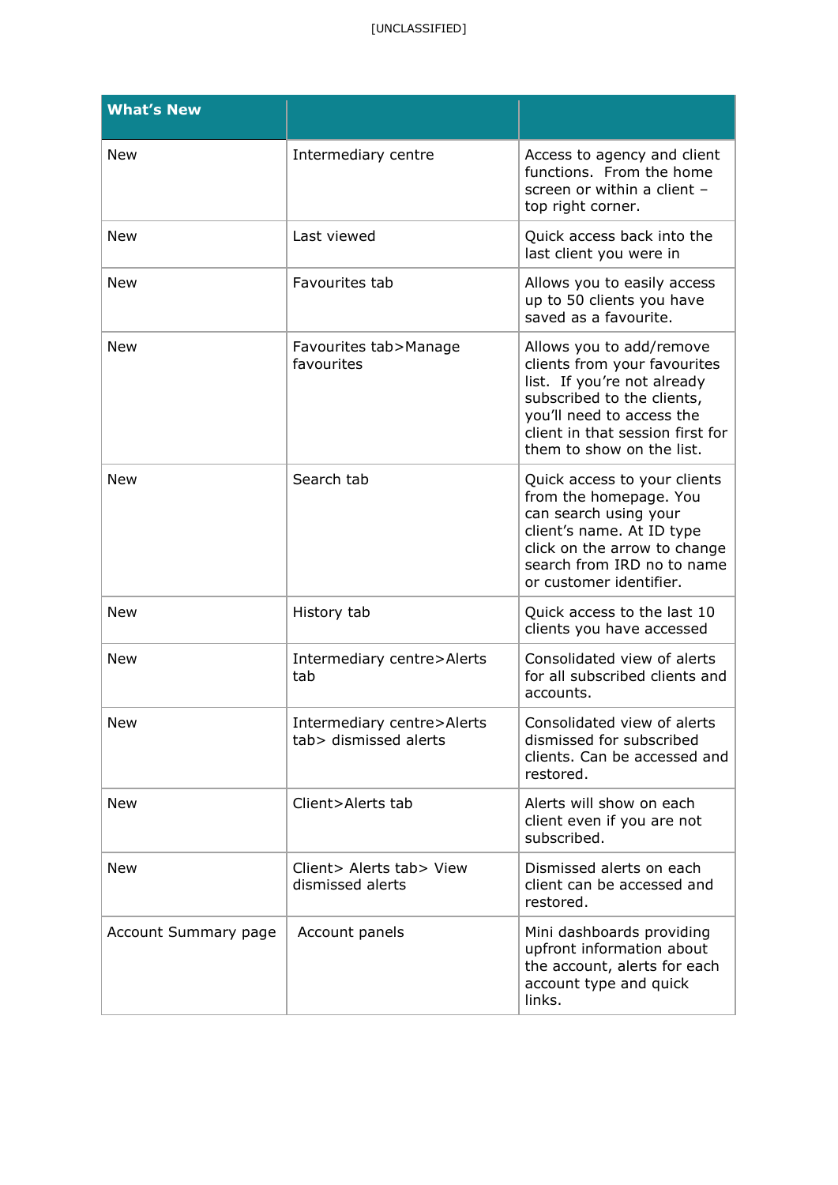| What's New | | |
|---|---|---|
| New | Intermediary centre | Access to agency and client functions. From the home screen or within a client – top right corner. |
| New | Last viewed | Quick access back into the last client you were in |
| New | Favourites tab | Allows you to easily access up to 50 clients you have saved as a favourite. |
| New | Favourites tab>Manage favourites | Allows you to add/remove clients from your favourites list. If you're not already subscribed to the clients, you'll need to access the client in that session first for them to show on the list. |
| New | Search tab | Quick access to your clients from the homepage. You can search using your client's name. At ID type click on the arrow to change search from IRD no to name or customer identifier. |
| New | History tab | Quick access to the last 10 clients you have accessed |
| New | Intermediary centre>Alerts tab | Consolidated view of alerts for all subscribed clients and accounts. |
| New | Intermediary centre>Alerts tab> dismissed alerts | Consolidated view of alerts dismissed for subscribed clients. Can be accessed and restored. |
| New | Client>Alerts tab | Alerts will show on each client even if you are not subscribed. |
| New | Client> Alerts tab> View dismissed alerts | Dismissed alerts on each client can be accessed and restored. |
| Account Summary page | Account panels | Mini dashboards providing upfront information about the account, alerts for each account type and quick links. |